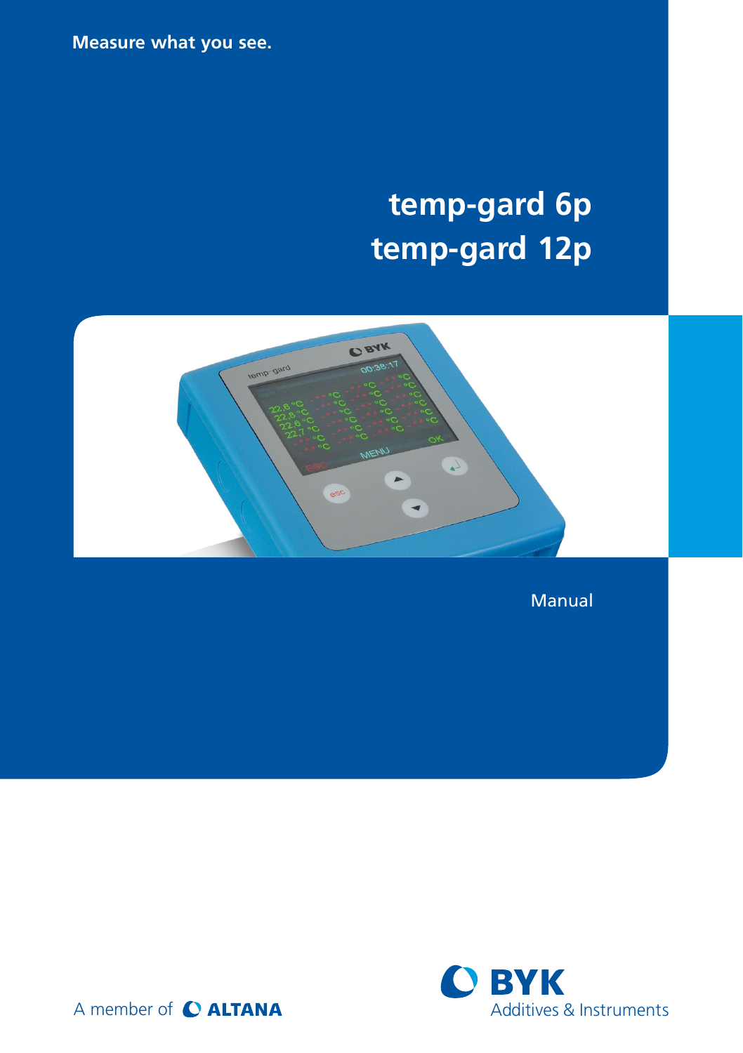Measure what you see.

# temp-gard 6p
# temp-gard 12p

Manual

A member of ALTANA

BYK
Additives & Instruments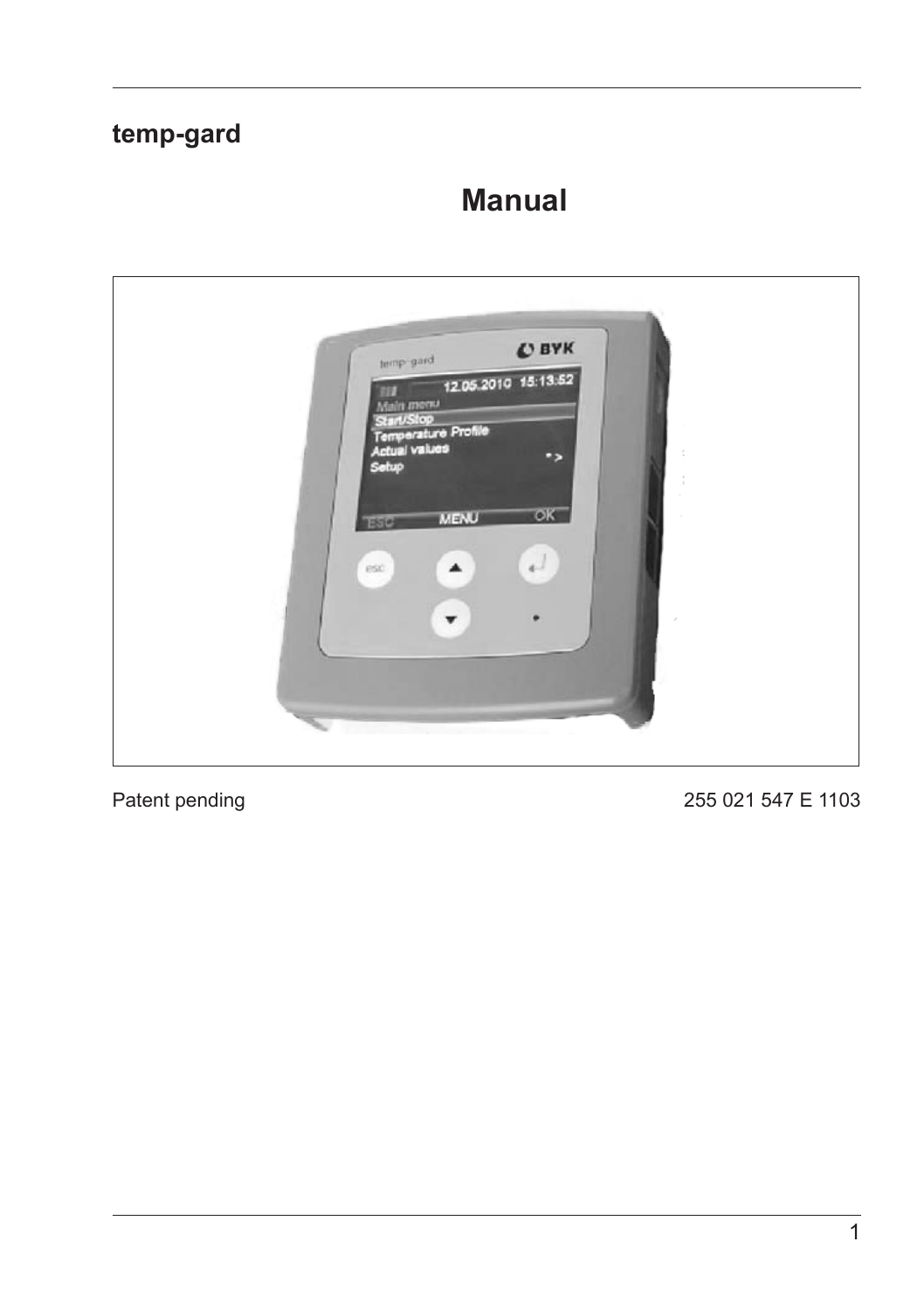# temp-gard

# Manual

Patent pending

255 021 547 E 1103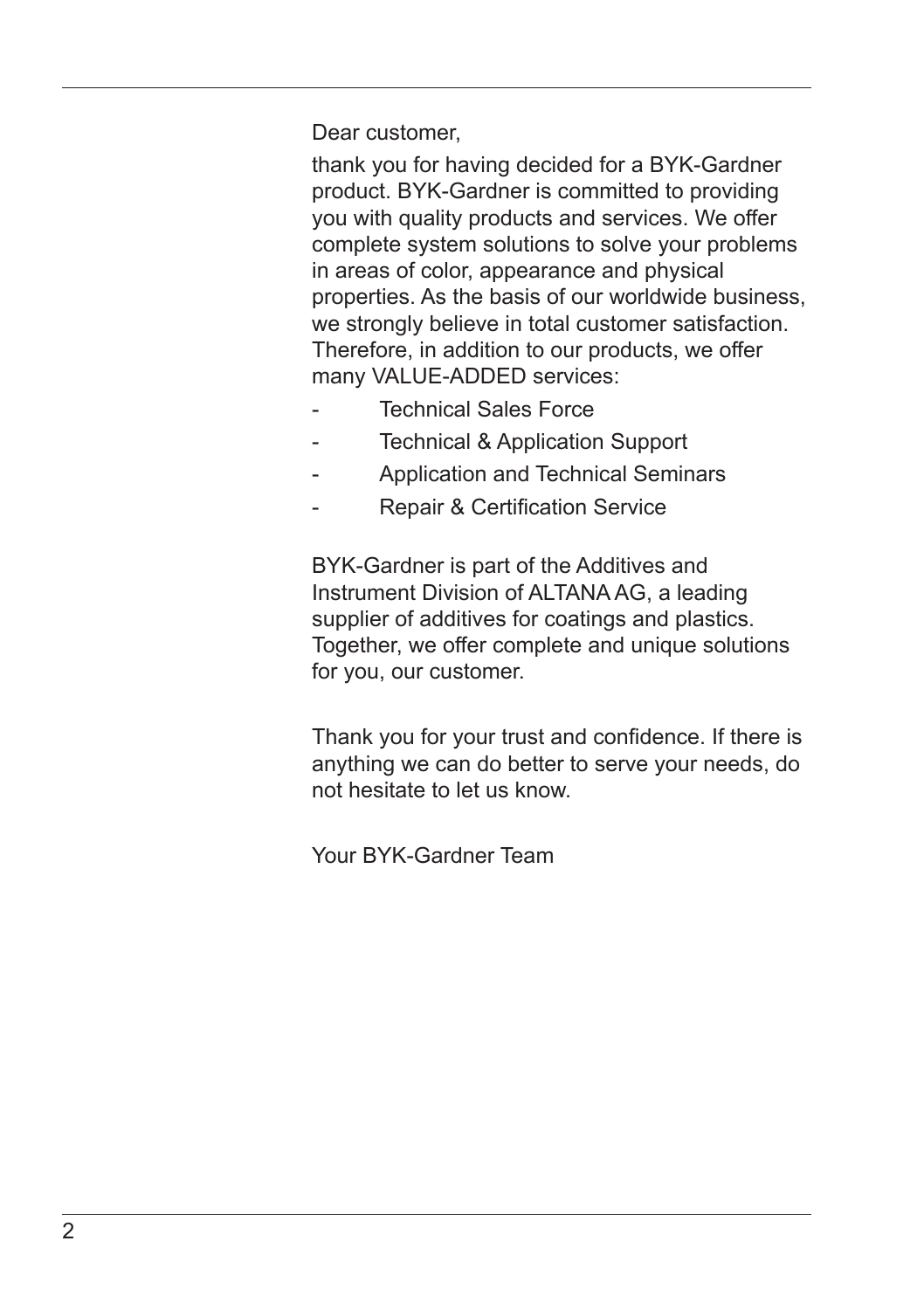Dear customer,

thank you for having decided for a BYK-Gardner product. BYK-Gardner is committed to providing you with quality products and services. We offer complete system solutions to solve your problems in areas of color, appearance and physical properties. As the basis of our worldwide business, we strongly believe in total customer satisfaction. Therefore, in addition to our products, we offer many VALUE-ADDED services:

- Technical Sales Force
- Technical & Application Support
- Application and Technical Seminars
- Repair & Certification Service

BYK-Gardner is part of the Additives and Instrument Division of ALTANA AG, a leading supplier of additives for coatings and plastics. Together, we offer complete and unique solutions for you, our customer.

Thank you for your trust and confidence. If there is anything we can do better to serve your needs, do not hesitate to let us know.

Your BYK-Gardner Team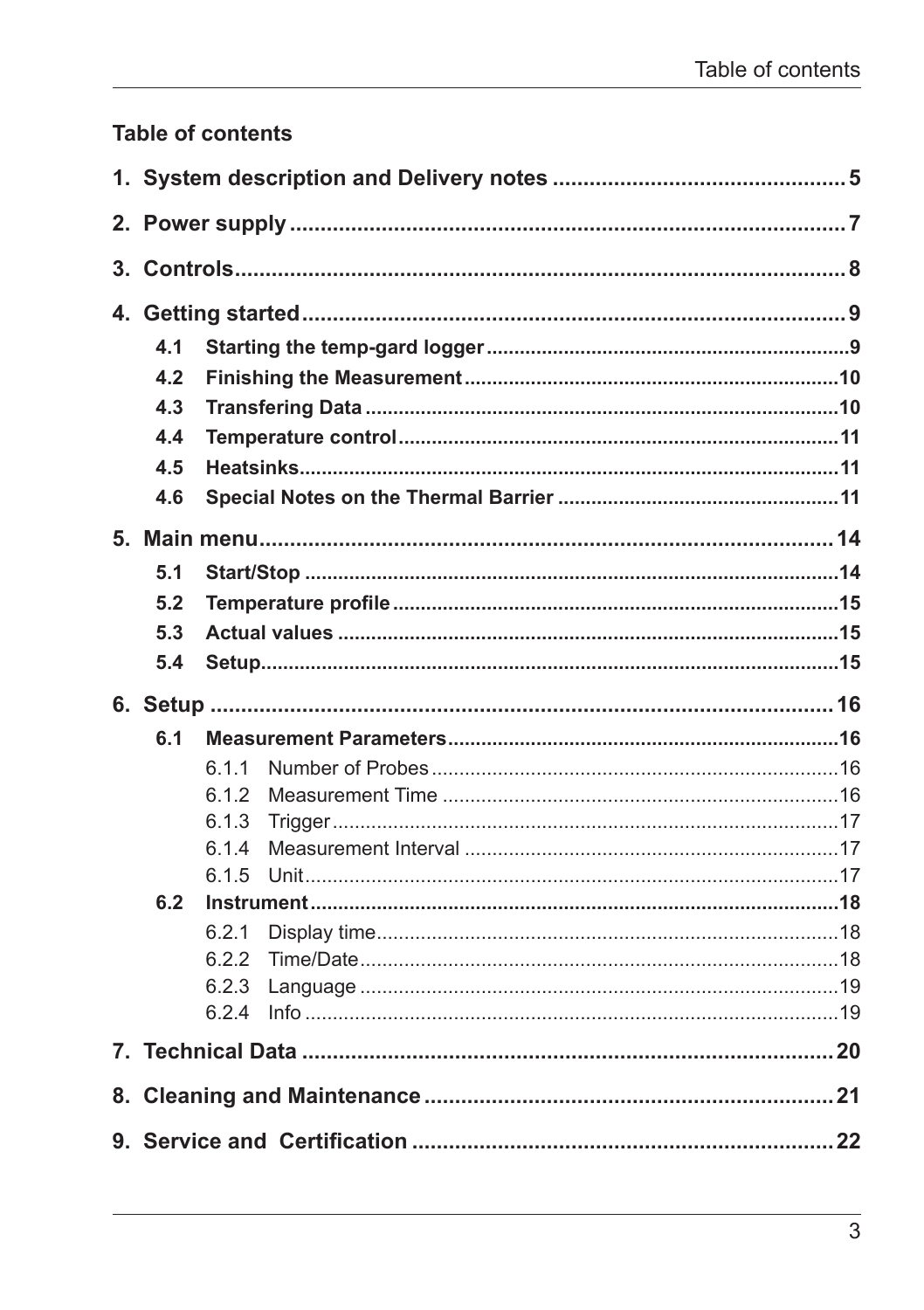## Table of contents

**1. System description and Delivery notes ... 5**

**2. Power supply ... 7**

**3. Controls ... 8**

**4. Getting started ... 9**

- **4.1 Starting the temp-gard logger ... 9**
- **4.2 Finishing the Measurement ... 10**
- **4.3 Transfering Data ... 10**
- **4.4 Temperature control ... 11**
- **4.5 Heatsinks ... 11**
- **4.6 Special Notes on the Thermal Barrier ... 11**

**5. Main menu ... 14**

- **5.1 Start/Stop ... 14**
- **5.2 Temperature profile ... 15**
- **5.3 Actual values ... 15**
- **5.4 Setup ... 15**

**6. Setup ... 16**

- **6.1 Measurement Parameters ... 16**
  - 6.1.1 Number of Probes ... 16
  - 6.1.2 Measurement Time ... 16
  - 6.1.3 Trigger ... 17
  - 6.1.4 Measurement Interval ... 17
  - 6.1.5 Unit ... 17
- **6.2 Instrument ... 18**
  - 6.2.1 Display time ... 18
  - 6.2.2 Time/Date ... 18
  - 6.2.3 Language ... 19
  - 6.2.4 Info ... 19

**7. Technical Data ... 20**

**8. Cleaning and Maintenance ... 21**

**9. Service and Certification ... 22**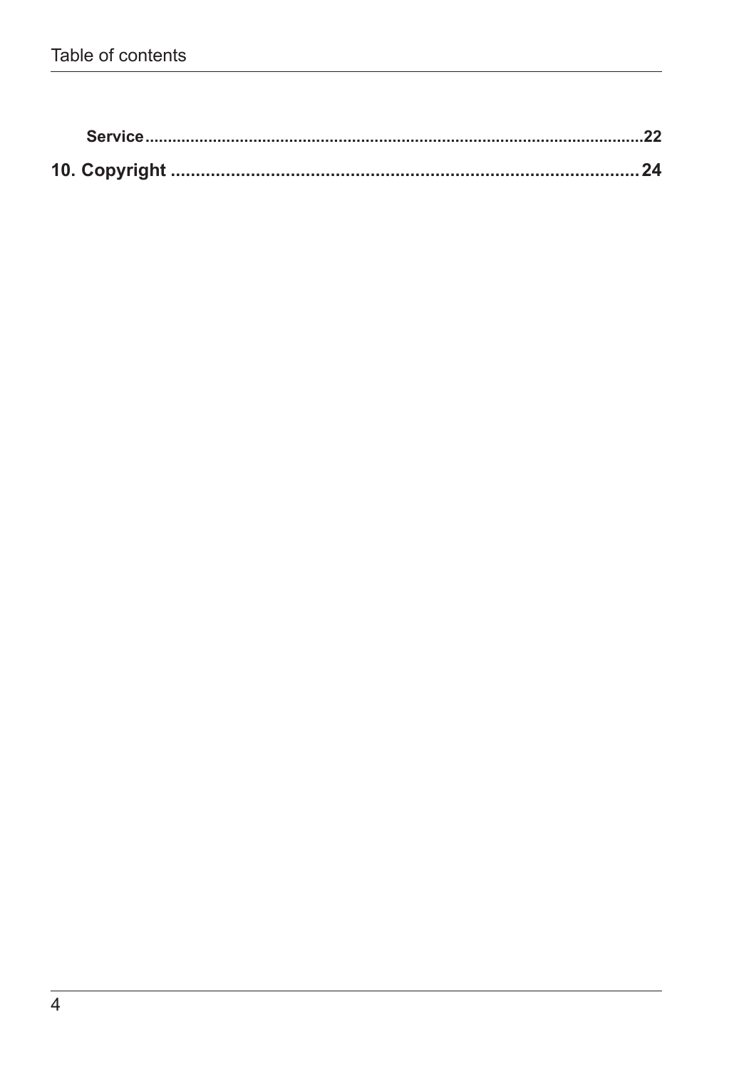Service ........................................................................................................22

**10. Copyright ...........................................................................................24**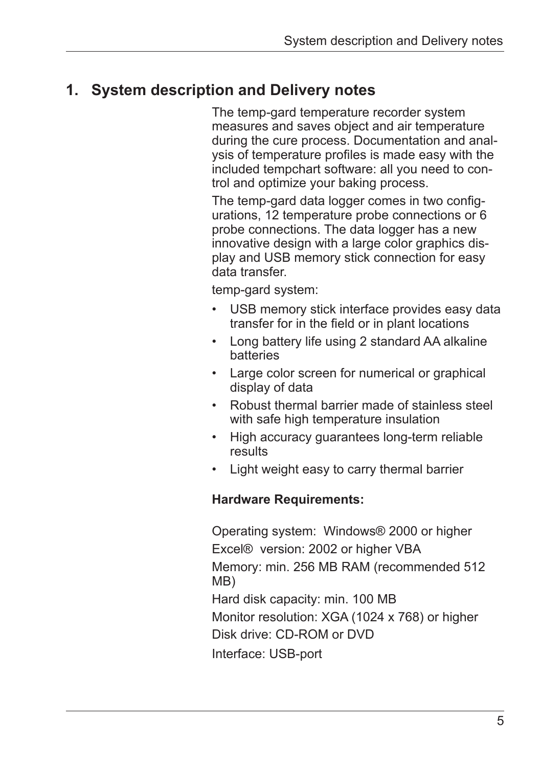# 1. System description and Delivery notes

The temp-gard temperature recorder system measures and saves object and air temperature during the cure process. Documentation and analysis of temperature profiles is made easy with the included tempchart software: all you need to control and optimize your baking process.

The temp-gard data logger comes in two configurations, 12 temperature probe connections or 6 probe connections. The data logger has a new innovative design with a large color graphics display and USB memory stick connection for easy data transfer.

temp-gard system:

- USB memory stick interface provides easy data transfer for in the field or in plant locations
- Long battery life using 2 standard AA alkaline batteries
- Large color screen for numerical or graphical display of data
- Robust thermal barrier made of stainless steel with safe high temperature insulation
- High accuracy guarantees long-term reliable results
- Light weight easy to carry thermal barrier

**Hardware Requirements:**

Operating system: Windows® 2000 or higher

Excel® version: 2002 or higher VBA

Memory: min. 256 MB RAM (recommended 512 MB)

Hard disk capacity: min. 100 MB

Monitor resolution: XGA (1024 x 768) or higher

Disk drive: CD-ROM or DVD

Interface: USB-port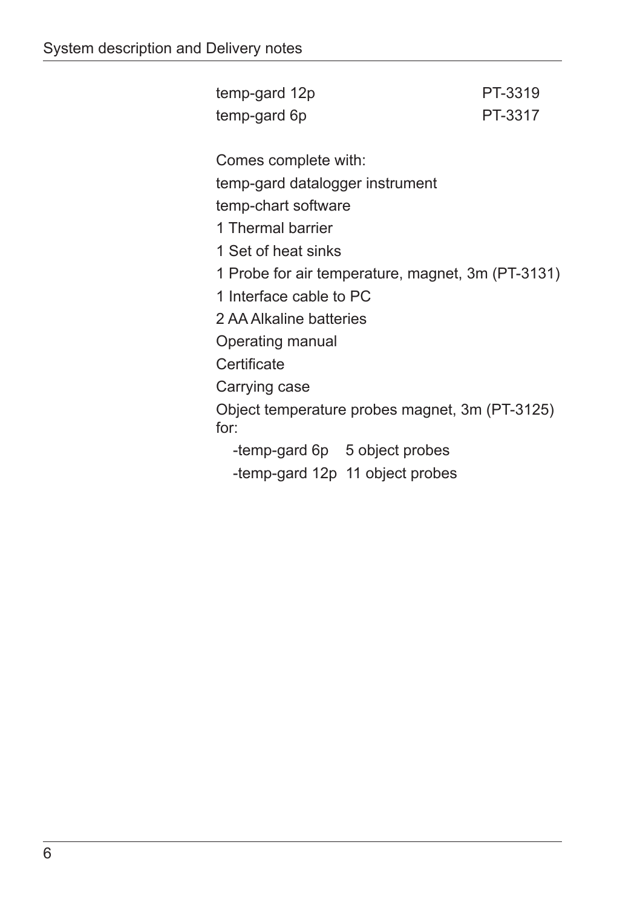| | |
|---|---|
| temp-gard 12p | PT-3319 |
| temp-gard 6p | PT-3317 |

Comes complete with:

temp-gard datalogger instrument

temp-chart software

1 Thermal barrier

1 Set of heat sinks

1 Probe for air temperature, magnet, 3m (PT-3131)

1 Interface cable to PC

2 AA Alkaline batteries

Operating manual

Certificate

Carrying case

Object temperature probes magnet, 3m (PT-3125) for:

- -temp-gard 6p 5 object probes
- -temp-gard 12p 11 object probes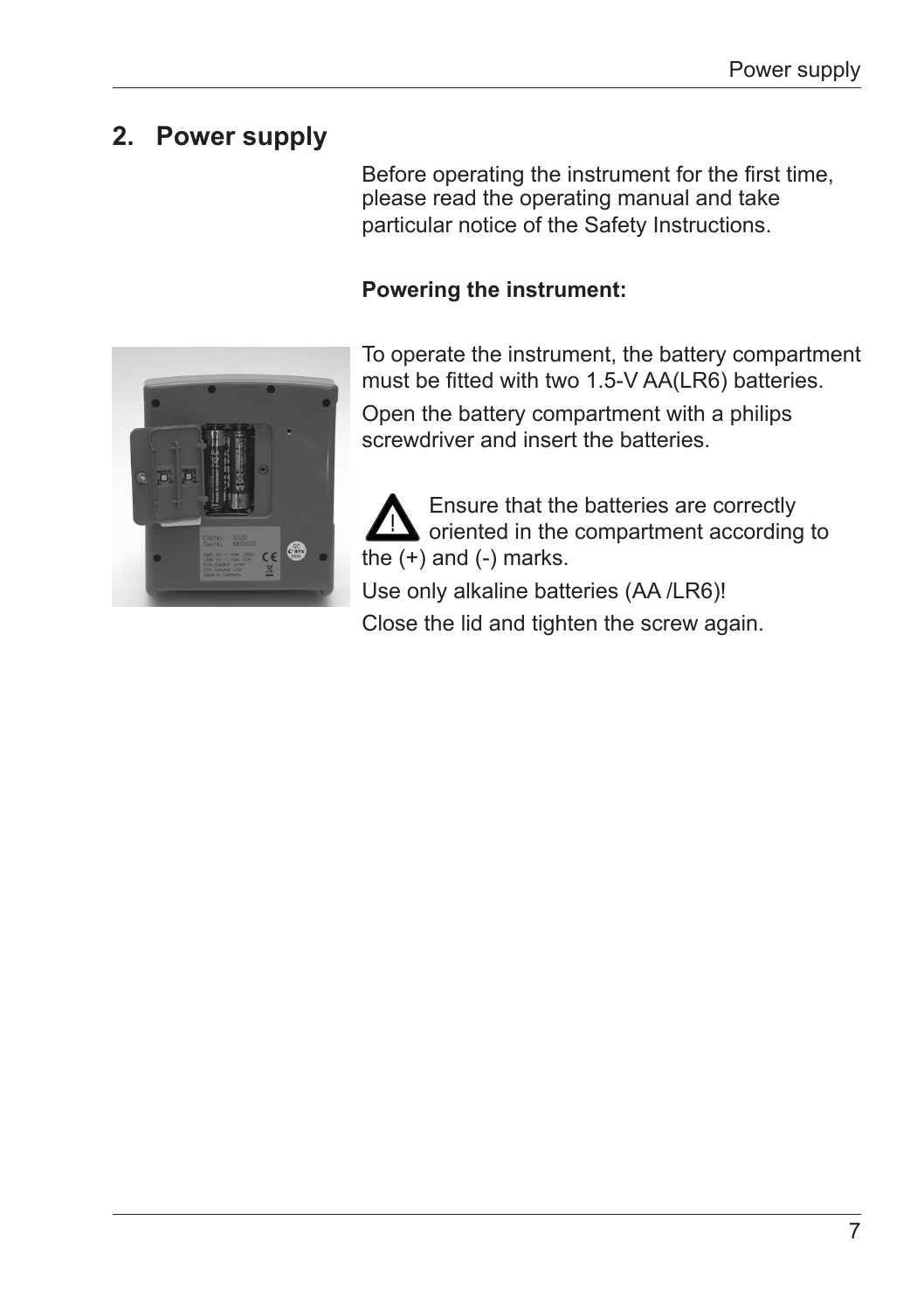## 2. Power supply

Before operating the instrument for the first time, please read the operating manual and take particular notice of the Safety Instructions.

**Powering the instrument:**

To operate the instrument, the battery compartment must be fitted with two 1.5-V AA(LR6) batteries.

Open the battery compartment with a philips screwdriver and insert the batteries.

⚠ Ensure that the batteries are correctly oriented in the compartment according to the (+) and (-) marks.

Use only alkaline batteries (AA /LR6)!

Close the lid and tighten the screw again.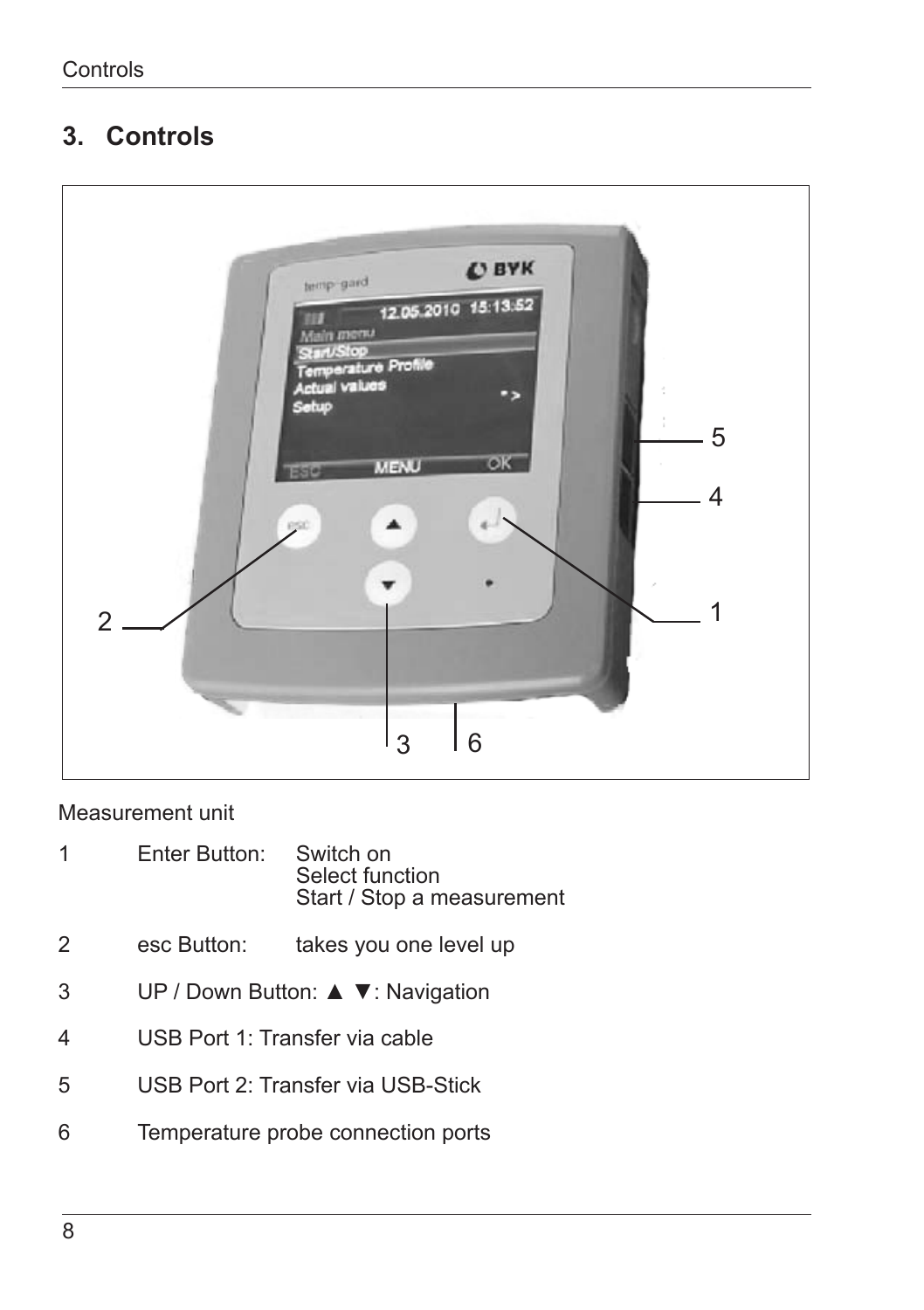## 3. Controls

Measurement unit

| | | |
|---|---|---|
| 1 | Enter Button: | Switch on<br>Select function<br>Start / Stop a measurement |
| 2 | esc Button: | takes you one level up |
| 3 | UP / Down Button: ▲ ▼: Navigation | |
| 4 | USB Port 1: Transfer via cable | |
| 5 | USB Port 2: Transfer via USB-Stick | |
| 6 | Temperature probe connection ports | |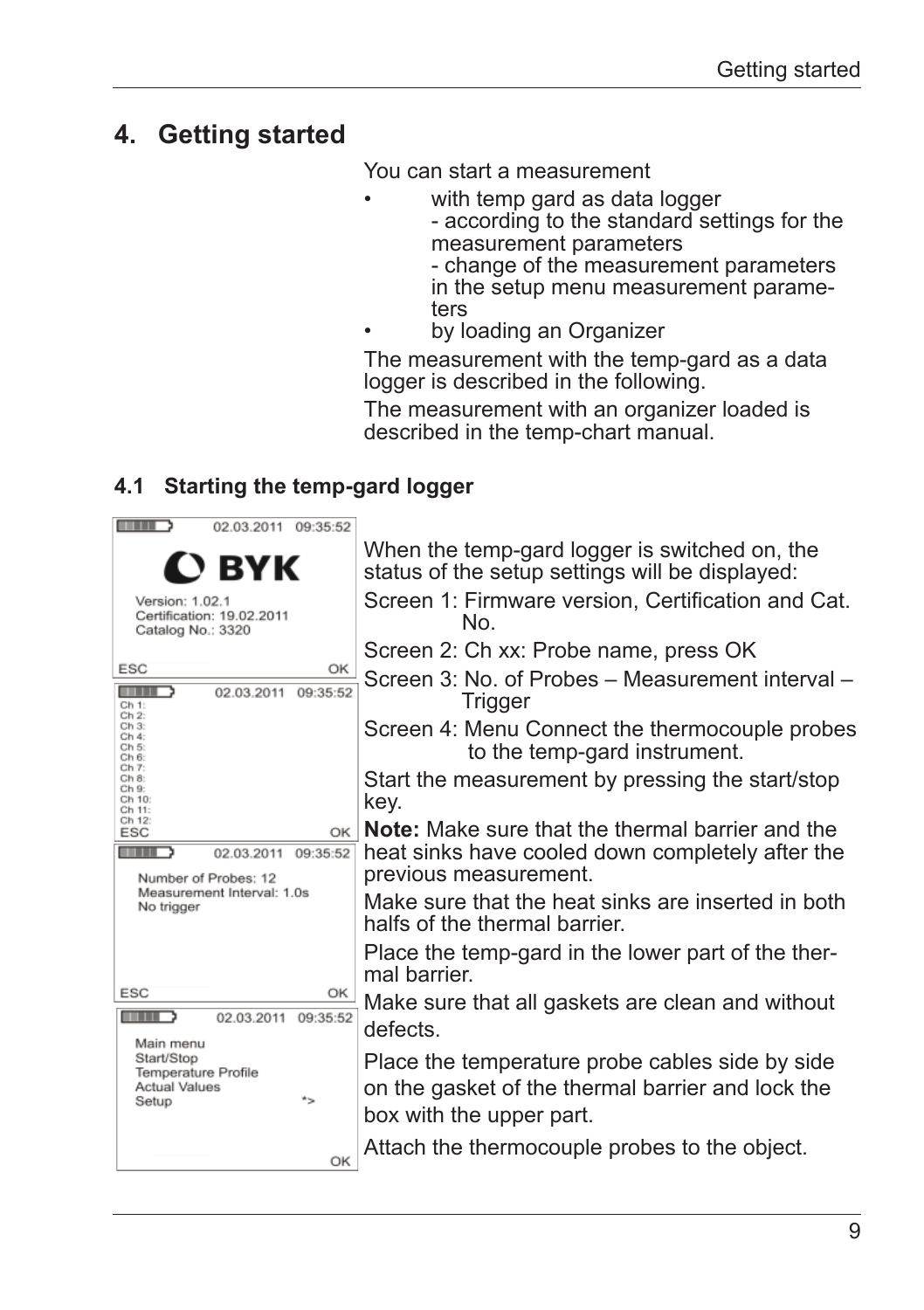# 4. Getting started

You can start a measurement

- with temp gard as data logger
  - according to the standard settings for the measurement parameters
  - change of the measurement parameters in the setup menu measurement parameters
- by loading an Organizer

The measurement with the temp-gard as a data logger is described in the following.

The measurement with an organizer loaded is described in the temp-chart manual.

## 4.1 Starting the temp-gard logger

02.03.2011 09:35:52

BYK

Version: 1.02.1
Certification: 19.02.2011
Catalog No.: 3320

ESC OK

02.03.2011 09:35:52

Ch 1:
Ch 2:
Ch 3:
Ch 4:
Ch 5:
Ch 6:
Ch 7:
Ch 8:
Ch 9:
Ch 10:
Ch 11:
Ch 12:

ESC OK

02.03.2011 09:35:52

Number of Probes: 12
Measurement Interval: 1.0s
No trigger

ESC OK

02.03.2011 09:35:52

Main menu
Start/Stop
Temperature Profile
Actual Values
Setup *>

OK

When the temp-gard logger is switched on, the status of the setup settings will be displayed:

Screen 1: Firmware version, Certification and Cat. No.

Screen 2: Ch xx: Probe name, press OK

Screen 3: No. of Probes – Measurement interval – Trigger

Screen 4: Menu Connect the thermocouple probes to the temp-gard instrument.

Start the measurement by pressing the start/stop key.

**Note:** Make sure that the thermal barrier and the heat sinks have cooled down completely after the previous measurement.

Make sure that the heat sinks are inserted in both halfs of the thermal barrier.

Place the temp-gard in the lower part of the thermal barrier.

Make sure that all gaskets are clean and without defects.

Place the temperature probe cables side by side on the gasket of the thermal barrier and lock the box with the upper part.

Attach the thermocouple probes to the object.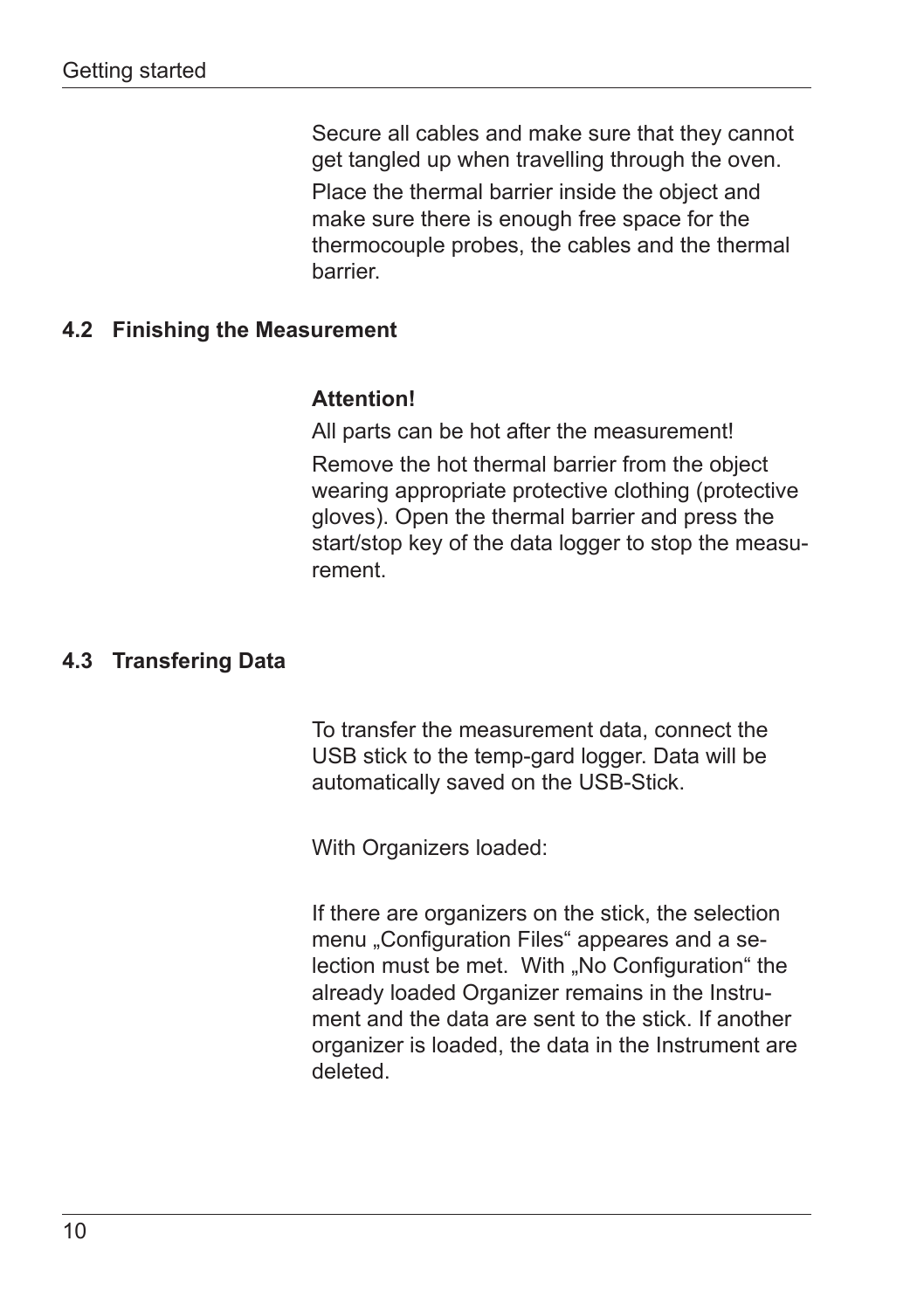Secure all cables and make sure that they cannot get tangled up when travelling through the oven.

Place the thermal barrier inside the object and make sure there is enough free space for the thermocouple probes, the cables and the thermal barrier.

## 4.2 Finishing the Measurement

**Attention!**

All parts can be hot after the measurement!

Remove the hot thermal barrier from the object wearing appropriate protective clothing (protective gloves). Open the thermal barrier and press the start/stop key of the data logger to stop the measurement.

## 4.3 Transfering Data

To transfer the measurement data, connect the USB stick to the temp-gard logger. Data will be automatically saved on the USB-Stick.

With Organizers loaded:

If there are organizers on the stick, the selection menu „Configuration Files“ appeares and a selection must be met. With „No Configuration“ the already loaded Organizer remains in the Instrument and the data are sent to the stick. If another organizer is loaded, the data in the Instrument are deleted.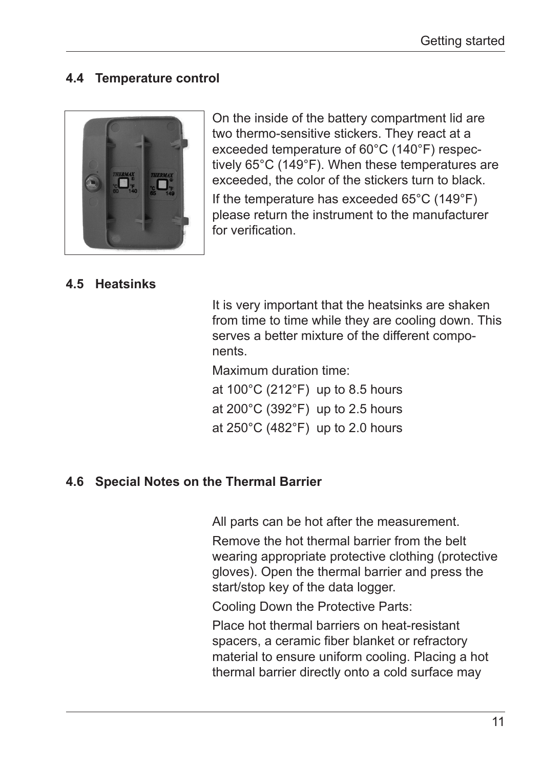## 4.4 Temperature control

On the inside of the battery compartment lid are two thermo-sensitive stickers. They react at a exceeded temperature of 60°C (140°F) respectively 65°C (149°F). When these temperatures are exceeded, the color of the stickers turn to black.

If the temperature has exceeded 65°C (149°F) please return the instrument to the manufacturer for verification.

## 4.5 Heatsinks

It is very important that the heatsinks are shaken from time to time while they are cooling down. This serves a better mixture of the different components.

Maximum duration time:

at 100°C (212°F) up to 8.5 hours

at 200°C (392°F) up to 2.5 hours

at 250°C (482°F) up to 2.0 hours

## 4.6 Special Notes on the Thermal Barrier

All parts can be hot after the measurement.

Remove the hot thermal barrier from the belt wearing appropriate protective clothing (protective gloves). Open the thermal barrier and press the start/stop key of the data logger.

Cooling Down the Protective Parts:

Place hot thermal barriers on heat-resistant spacers, a ceramic fiber blanket or refractory material to ensure uniform cooling. Placing a hot thermal barrier directly onto a cold surface may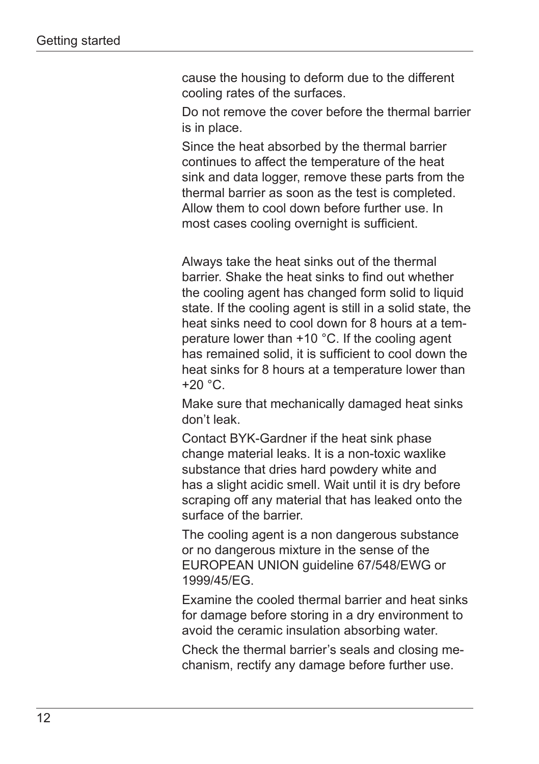cause the housing to deform due to the different cooling rates of the surfaces.

Do not remove the cover before the thermal barrier is in place.

Since the heat absorbed by the thermal barrier continues to affect the temperature of the heat sink and data logger, remove these parts from the thermal barrier as soon as the test is completed. Allow them to cool down before further use. In most cases cooling overnight is sufficient.

Always take the heat sinks out of the thermal barrier. Shake the heat sinks to find out whether the cooling agent has changed form solid to liquid state. If the cooling agent is still in a solid state, the heat sinks need to cool down for 8 hours at a temperature lower than +10 °C. If the cooling agent has remained solid, it is sufficient to cool down the heat sinks for 8 hours at a temperature lower than +20 °C.

Make sure that mechanically damaged heat sinks don't leak.

Contact BYK-Gardner if the heat sink phase change material leaks. It is a non-toxic waxlike substance that dries hard powdery white and has a slight acidic smell. Wait until it is dry before scraping off any material that has leaked onto the surface of the barrier.

The cooling agent is a non dangerous substance or no dangerous mixture in the sense of the EUROPEAN UNION guideline 67/548/EWG or 1999/45/EG.

Examine the cooled thermal barrier and heat sinks for damage before storing in a dry environment to avoid the ceramic insulation absorbing water.

Check the thermal barrier's seals and closing mechanism, rectify any damage before further use.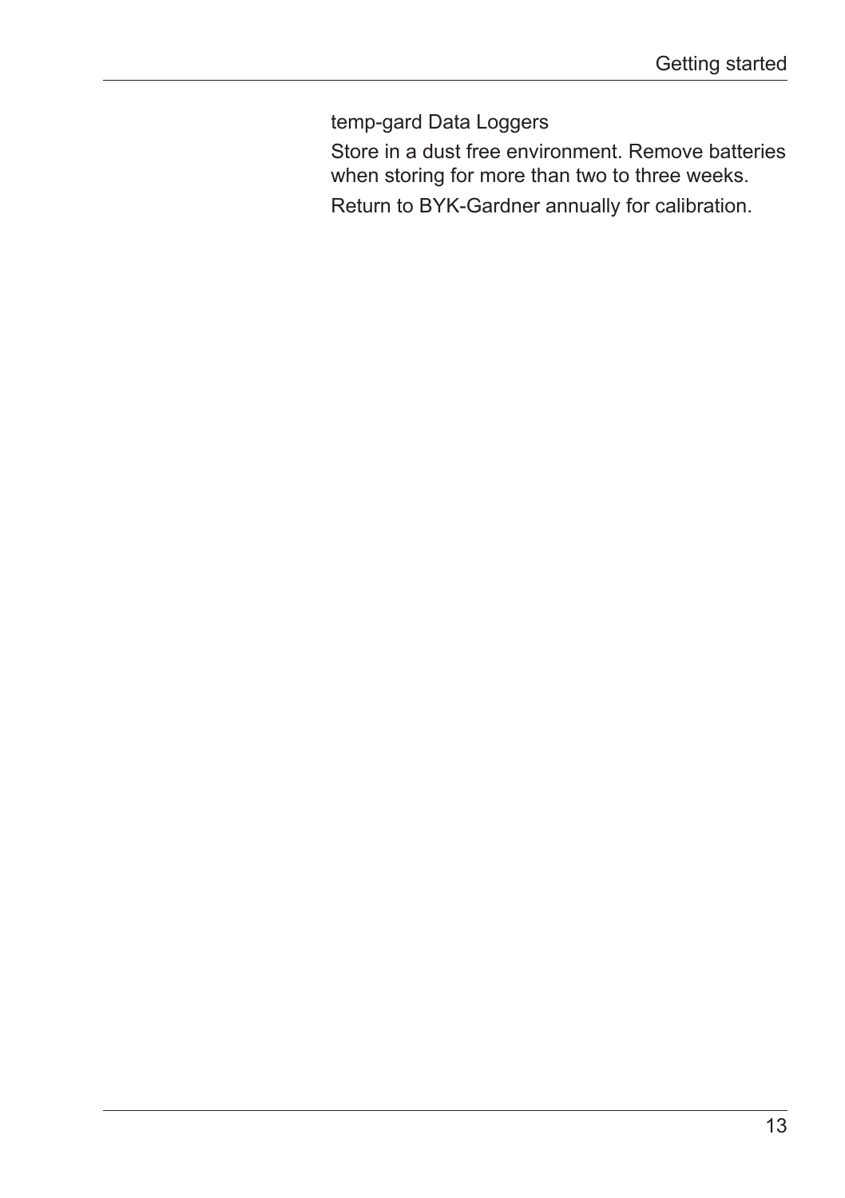temp-gard Data Loggers

Store in a dust free environment. Remove batteries when storing for more than two to three weeks.

Return to BYK-Gardner annually for calibration.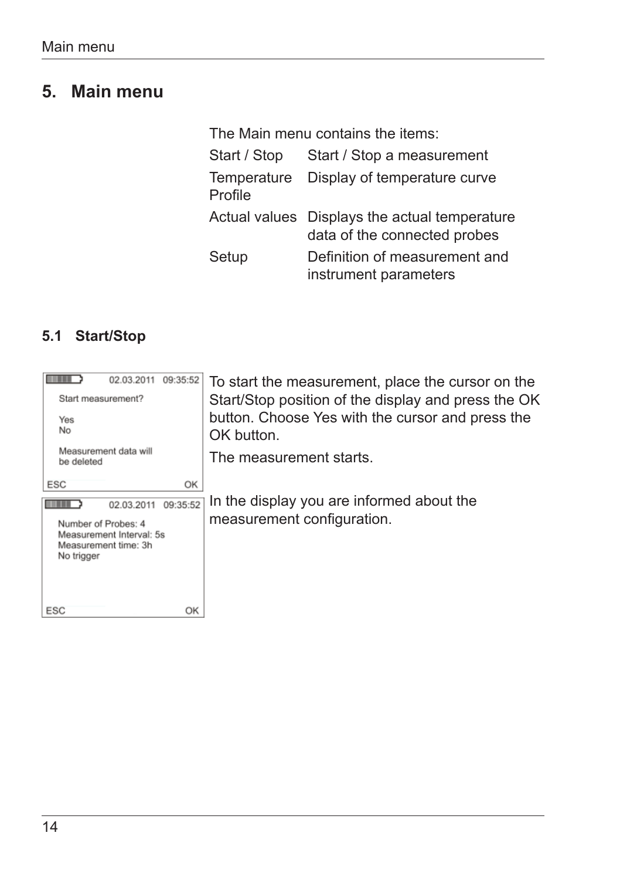// Main menu

# 5. Main menu

The Main menu contains the items:

| | |
|---|---|
| Start / Stop | Start / Stop a measurement |
| Temperature Profile | Display of temperature curve |
| Actual values | Displays the actual temperature data of the connected probes |
| Setup | Definition of measurement and instrument parameters |

## 5.1 Start/Stop

```
02.03.2011   09:35:52
Start measurement?

Yes
No

Measurement data will
be deleted

ESC                OK
```

To start the measurement, place the cursor on the Start/Stop position of the display and press the OK button. Choose Yes with the cursor and press the OK button.

The measurement starts.

```
02.03.2011   09:35:52
Number of Probes: 4
Measurement Interval: 5s
Measurement time: 3h
No trigger

ESC                OK
```

In the display you are informed about the measurement configuration.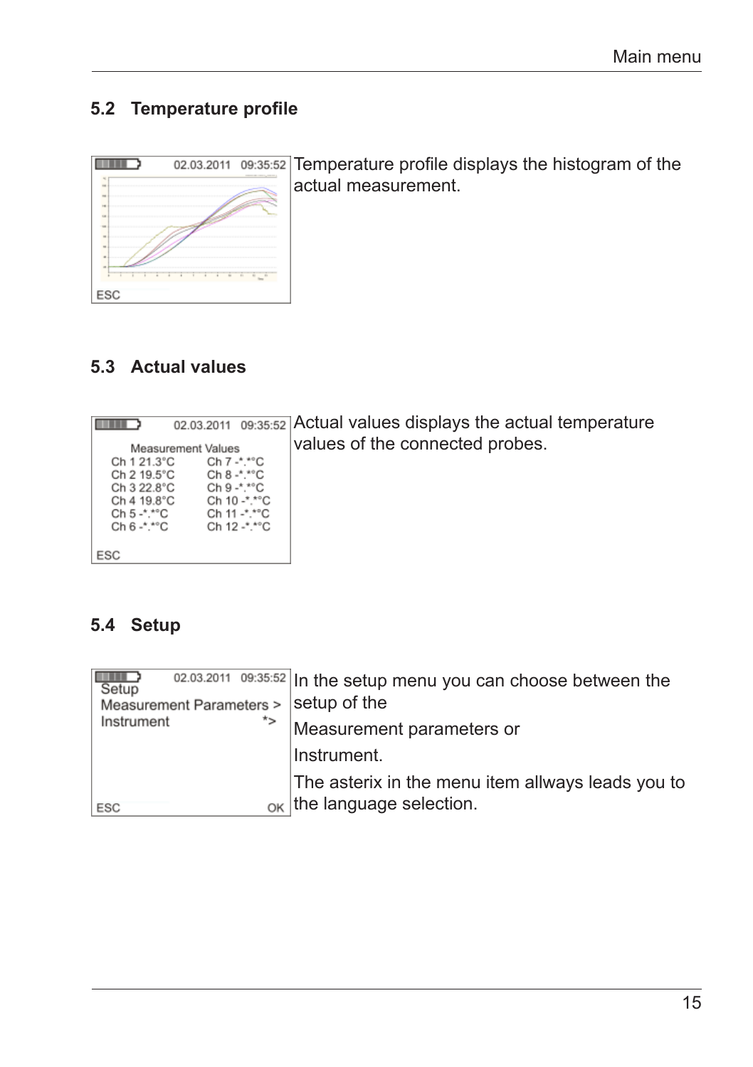## 5.2 Temperature profile

Temperature profile displays the histogram of the actual measurement.

## 5.3 Actual values

Actual values displays the actual temperature values of the connected probes.

## 5.4 Setup

In the setup menu you can choose between the setup of the

Measurement parameters or

Instrument.

The asterix in the menu item allways leads you to the language selection.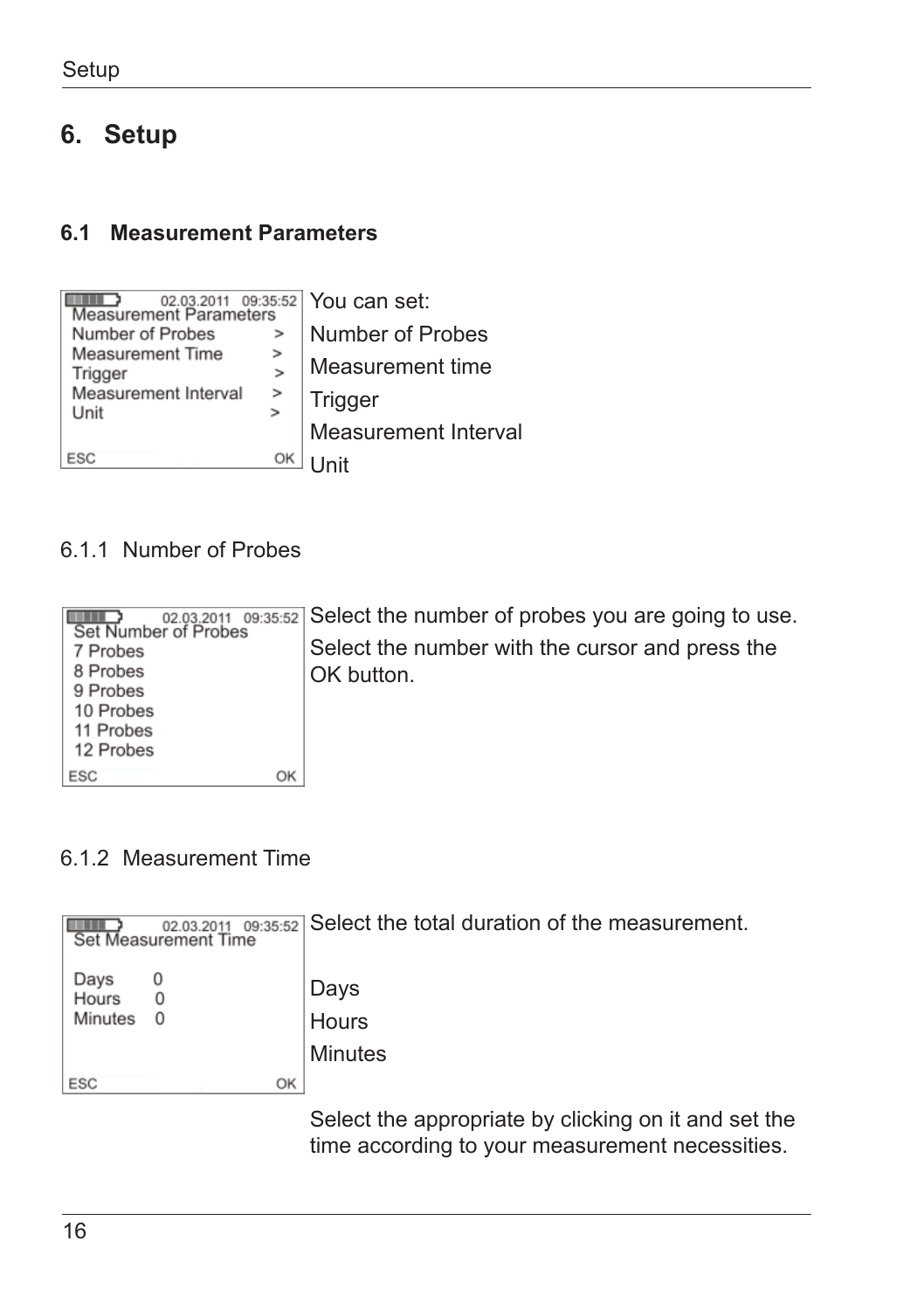# 6. Setup

## 6.1 Measurement Parameters

You can set:

Number of Probes

Measurement time

Trigger

Measurement Interval

Unit

### 6.1.1 Number of Probes

Select the number of probes you are going to use.

Select the number with the cursor and press the OK button.

### 6.1.2 Measurement Time

Select the total duration of the measurement.

Days

Hours

Minutes

Select the appropriate by clicking on it and set the time according to your measurement necessities.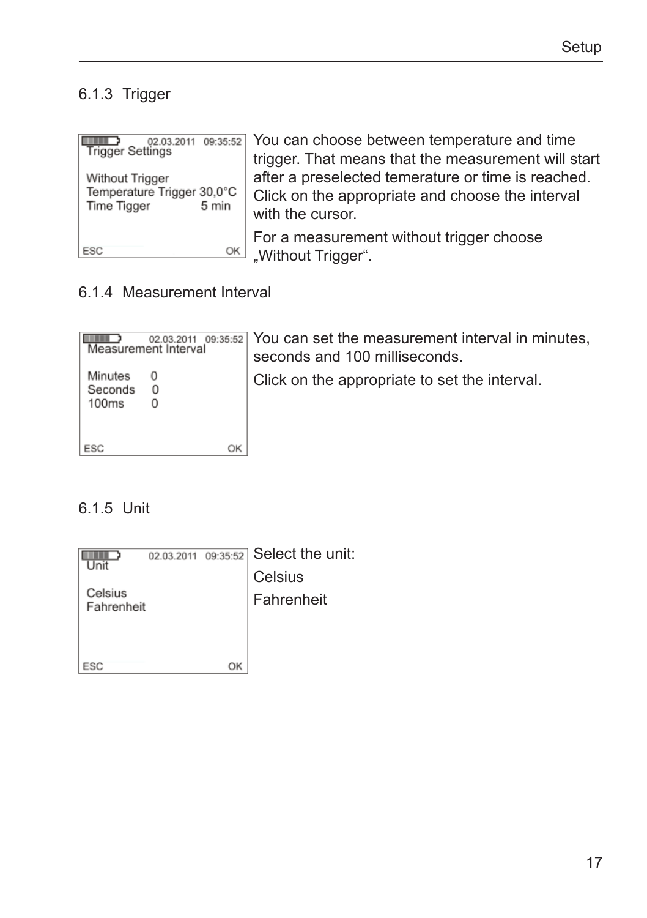### 6.1.3 Trigger

```
02.03.2011   09:35:52
Trigger Settings

Without Trigger
Temperature Trigger 30,0°C
Time Tigger           5 min

ESC                      OK
```

You can choose between temperature and time trigger. That means that the measurement will start after a preselected temerature or time is reached. Click on the appropriate and choose the interval with the cursor.

For a measurement without trigger choose „Without Trigger“.

### 6.1.4 Measurement Interval

```
02.03.2011   09:35:52
Measurement Interval

Minutes    0
Seconds    0
100ms      0

ESC                      OK
```

You can set the measurement interval in minutes, seconds and 100 milliseconds.

Click on the appropriate to set the interval.

### 6.1.5 Unit

```
02.03.2011   09:35:52
Unit

Celsius
Fahrenheit

ESC                      OK
```

Select the unit:

Celsius

Fahrenheit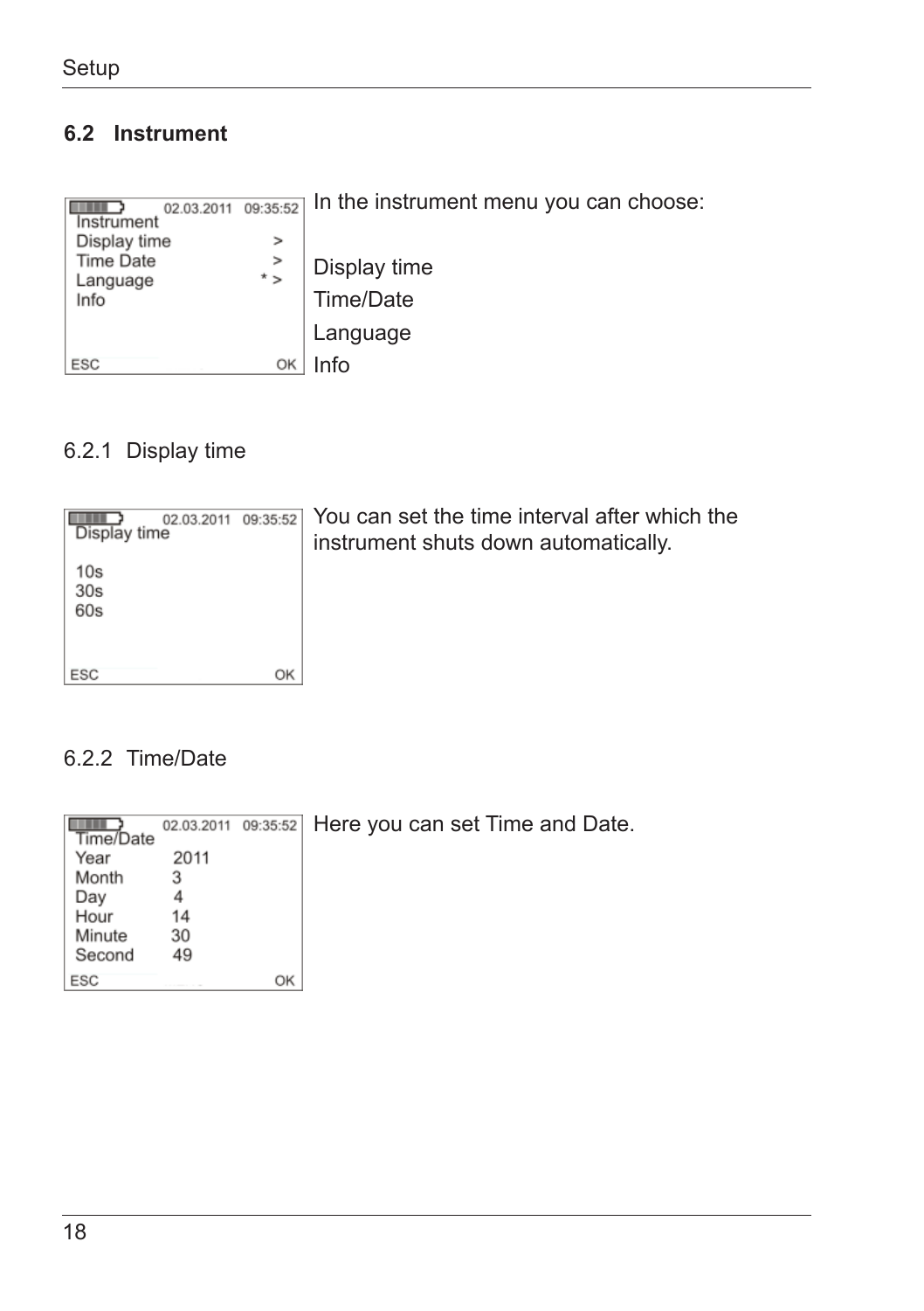## 6.2 Instrument

In the instrument menu you can choose:

Display time
Time/Date
Language
Info

### 6.2.1 Display time

You can set the time interval after which the instrument shuts down automatically.

### 6.2.2 Time/Date

Here you can set Time and Date.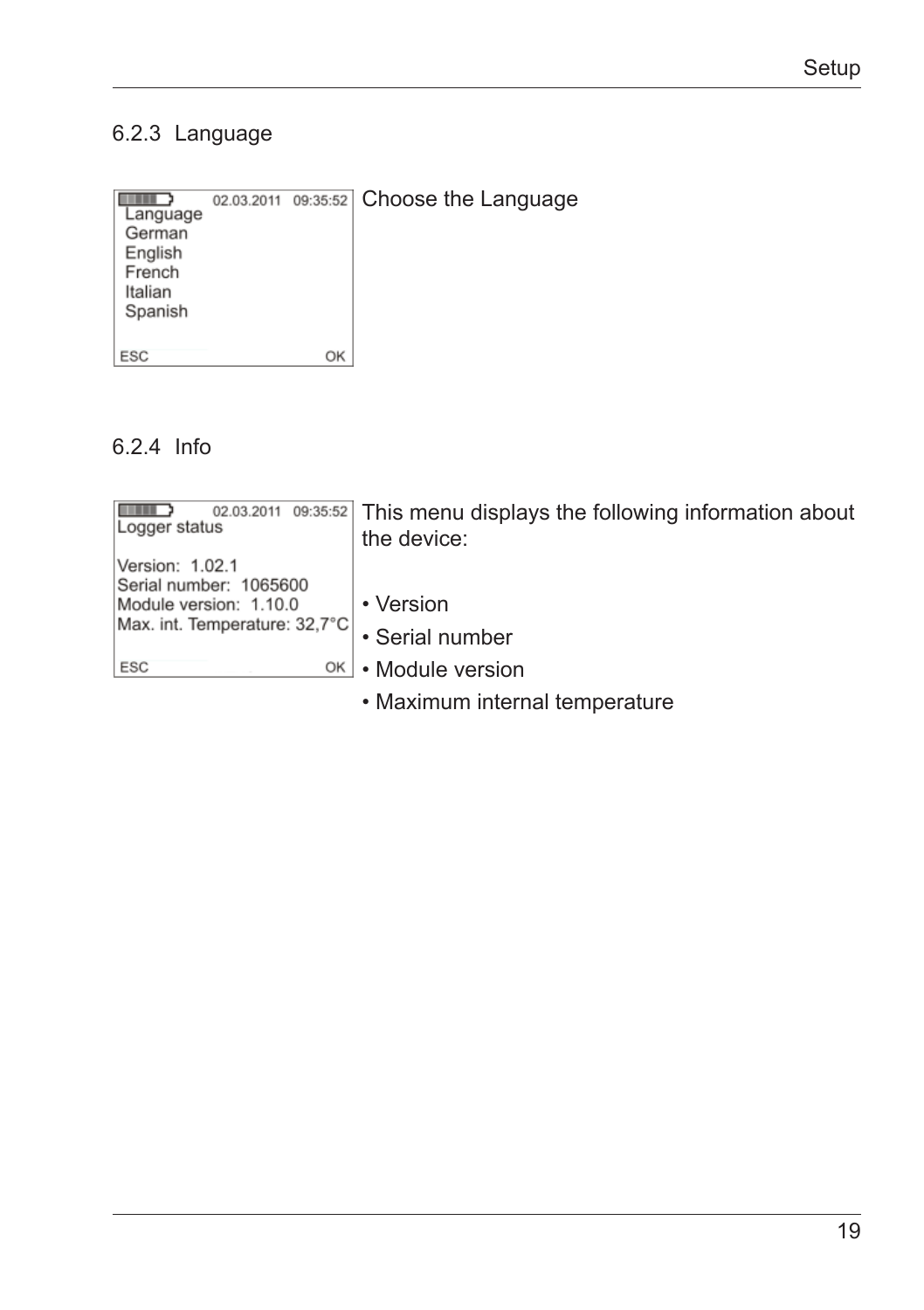### 6.2.3 Language

```
02.03.2011  09:35:52
Language
German
English
French
Italian
Spanish

ESC                OK
```

Choose the Language

### 6.2.4 Info

```
02.03.2011  09:35:52
Logger status

Version:  1.02.1
Serial number:  1065600
Module version:  1.10.0
Max. int. Temperature: 32,7°C

ESC                OK
```

This menu displays the following information about the device:

- Version
- Serial number
- Module version
- Maximum internal temperature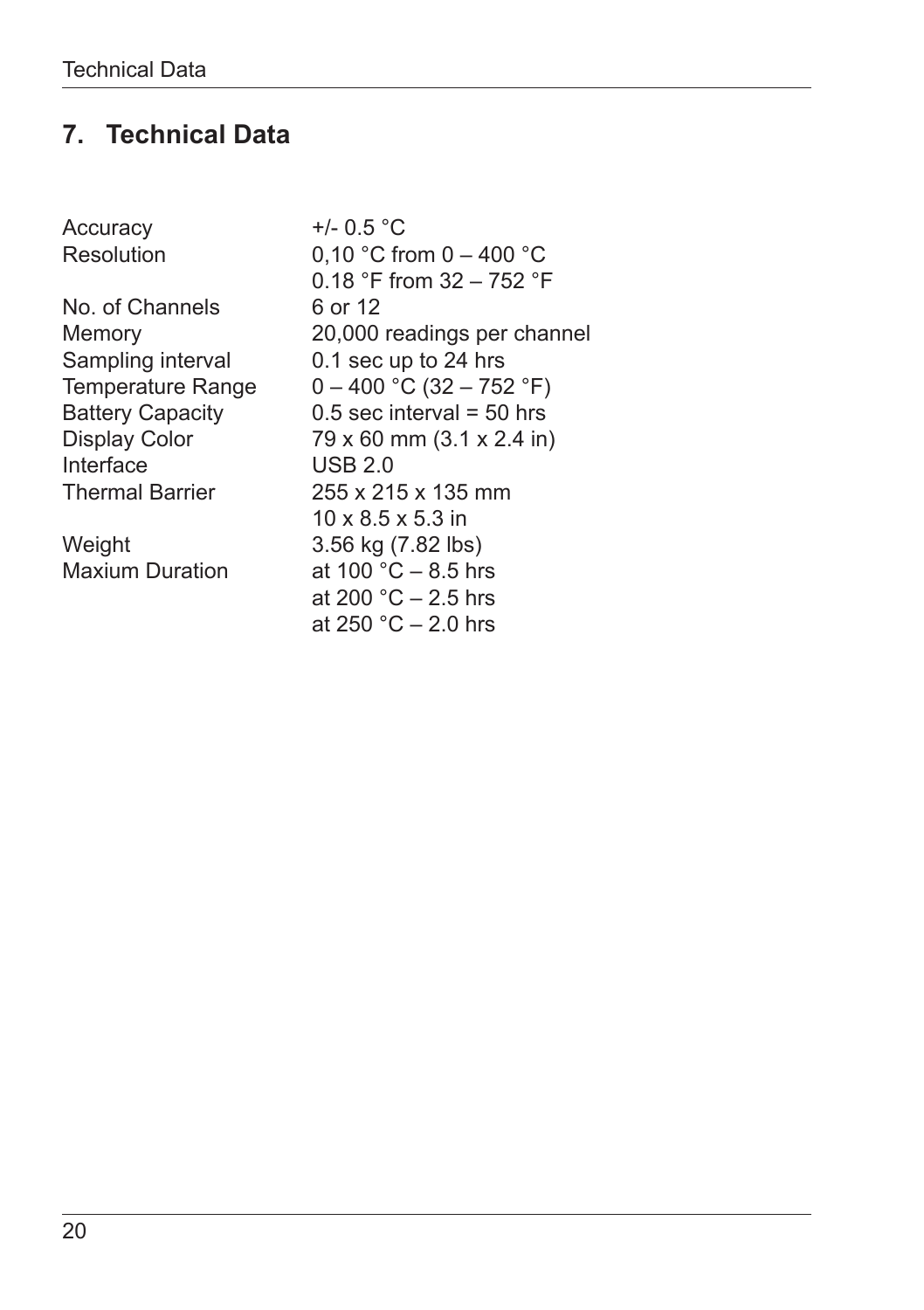## 7. Technical Data

| | |
|---|---|
| Accuracy | +/- 0.5 °C |
| Resolution | 0,10 °C from 0 – 400 °C<br>0.18 °F from 32 – 752 °F |
| No. of Channels | 6 or 12 |
| Memory | 20,000 readings per channel |
| Sampling interval | 0.1 sec up to 24 hrs |
| Temperature Range | 0 – 400 °C (32 – 752 °F) |
| Battery Capacity | 0.5 sec interval = 50 hrs |
| Display Color | 79 x 60 mm (3.1 x 2.4 in) |
| Interface | USB 2.0 |
| Thermal Barrier | 255 x 215 x 135 mm<br>10 x 8.5 x 5.3 in |
| Weight | 3.56 kg (7.82 lbs) |
| Maxium Duration | at 100 °C – 8.5 hrs<br>at 200 °C – 2.5 hrs<br>at 250 °C – 2.0 hrs |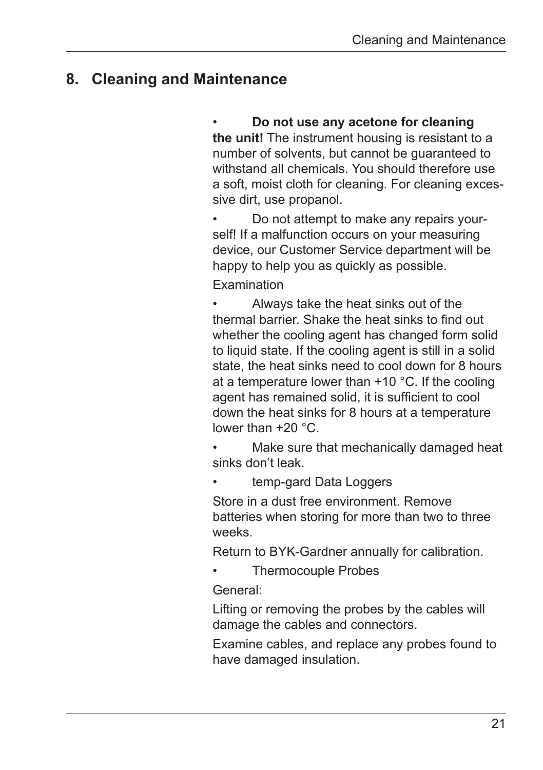# 8. Cleaning and Maintenance

- **Do not use any acetone for cleaning the unit!** The instrument housing is resistant to a number of solvents, but cannot be guaranteed to withstand all chemicals. You should therefore use a soft, moist cloth for cleaning. For cleaning excessive dirt, use propanol.
- Do not attempt to make any repairs yourself! If a malfunction occurs on your measuring device, our Customer Service department will be happy to help you as quickly as possible.

Examination

- Always take the heat sinks out of the thermal barrier. Shake the heat sinks to find out whether the cooling agent has changed form solid to liquid state. If the cooling agent is still in a solid state, the heat sinks need to cool down for 8 hours at a temperature lower than +10 °C. If the cooling agent has remained solid, it is sufficient to cool down the heat sinks for 8 hours at a temperature lower than +20 °C.
- Make sure that mechanically damaged heat sinks don't leak.
- temp-gard Data Loggers

Store in a dust free environment. Remove batteries when storing for more than two to three weeks.

Return to BYK-Gardner annually for calibration.

- Thermocouple Probes

General:

Lifting or removing the probes by the cables will damage the cables and connectors.

Examine cables, and replace any probes found to have damaged insulation.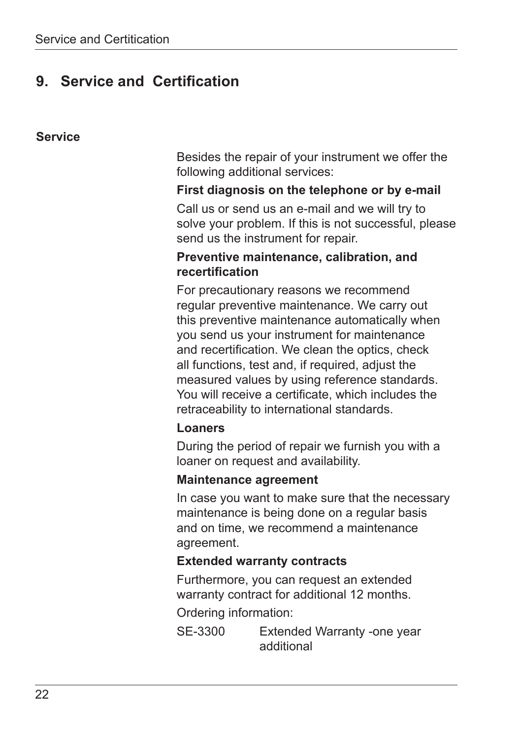# 9. Service and Certification

## Service

Besides the repair of your instrument we offer the following additional services:

**First diagnosis on the telephone or by e-mail**

Call us or send us an e-mail and we will try to solve your problem. If this is not successful, please send us the instrument for repair.

**Preventive maintenance, calibration, and recertification**

For precautionary reasons we recommend regular preventive maintenance. We carry out this preventive maintenance automatically when you send us your instrument for maintenance and recertification. We clean the optics, check all functions, test and, if required, adjust the measured values by using reference standards. You will receive a certificate, which includes the retraceability to international standards.

**Loaners**

During the period of repair we furnish you with a loaner on request and availability.

**Maintenance agreement**

In case you want to make sure that the necessary maintenance is being done on a regular basis and on time, we recommend a maintenance agreement.

**Extended warranty contracts**

Furthermore, you can request an extended warranty contract for additional 12 months.

Ordering information:

| | |
|---|---|
| SE-3300 | Extended Warranty -one year additional |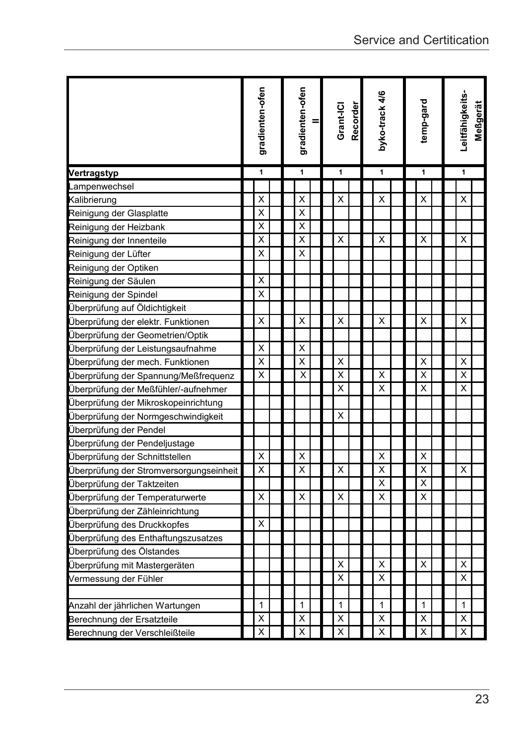| | gradienten-ofen | gradienten-ofen II | Grant-ICI Recorder | byko-track 4/6 | temp-gard | Leitfähigkeits-Meßgerät |
|---|---|---|---|---|---|---|
| **Vertragstyp** | 1 | 1 | 1 | 1 | 1 | 1 |
| Lampenwechsel | | | | | | |
| Kalibrierung | X | X | X | X | X | X |
| Reinigung der Glasplatte | X | X | | | | |
| Reinigung der Heizbank | X | X | | | | |
| Reinigung der Innenteile | X | X | X | X | X | X |
| Reinigung der Lüfter | X | X | | | | |
| Reinigung der Optiken | | | | | | |
| Reinigung der Säulen | X | | | | | |
| Reinigung der Spindel | X | | | | | |
| Überprüfung auf Öldichtigkeit | | | | | | |
| Überprüfung der elektr. Funktionen | X | X | X | X | X | X |
| Überprüfung der Geometrien/Optik | | | | | | |
| Überprüfung der Leistungsaufnahme | X | X | | | | |
| Überprüfung der mech. Funktionen | X | X | X | | X | X |
| Überprüfung der Spannung/Meßfrequenz | X | X | X | X | X | X |
| Überprüfung der Meßfühler/-aufnehmer | | | X | X | X | X |
| Überprüfung der Mikroskopeinrichtung | | | | | | |
| Überprüfung der Normgeschwindigkeit | | | X | | | |
| Überprüfung der Pendel | | | | | | |
| Überprüfung der Pendeljustage | | | | | | |
| Überprüfung der Schnittstellen | X | X | | X | X | |
| Überprüfung der Stromversorgungseinheit | X | X | X | X | X | X |
| Überprüfung der Taktzeiten | | | | X | X | |
| Überprüfung der Temperaturwerte | X | X | X | X | X | |
| Überprüfung der Zähleinrichtung | | | | | | |
| Überprüfung des Druckkopfes | X | | | | | |
| Überprüfung des Enthaftungszusatzes | | | | | | |
| Überprüfung des Ölstandes | | | | | | |
| Überprüfung mit Mastergeräten | | | X | X | X | X |
| Vermessung der Fühler | | | X | X | | X |
| | | | | | | |
| Anzahl der jährlichen Wartungen | 1 | 1 | 1 | 1 | 1 | 1 |
| Berechnung der Ersatzteile | X | X | X | X | X | X |
| Berechnung der Verschleißteile | X | X | X | X | X | X |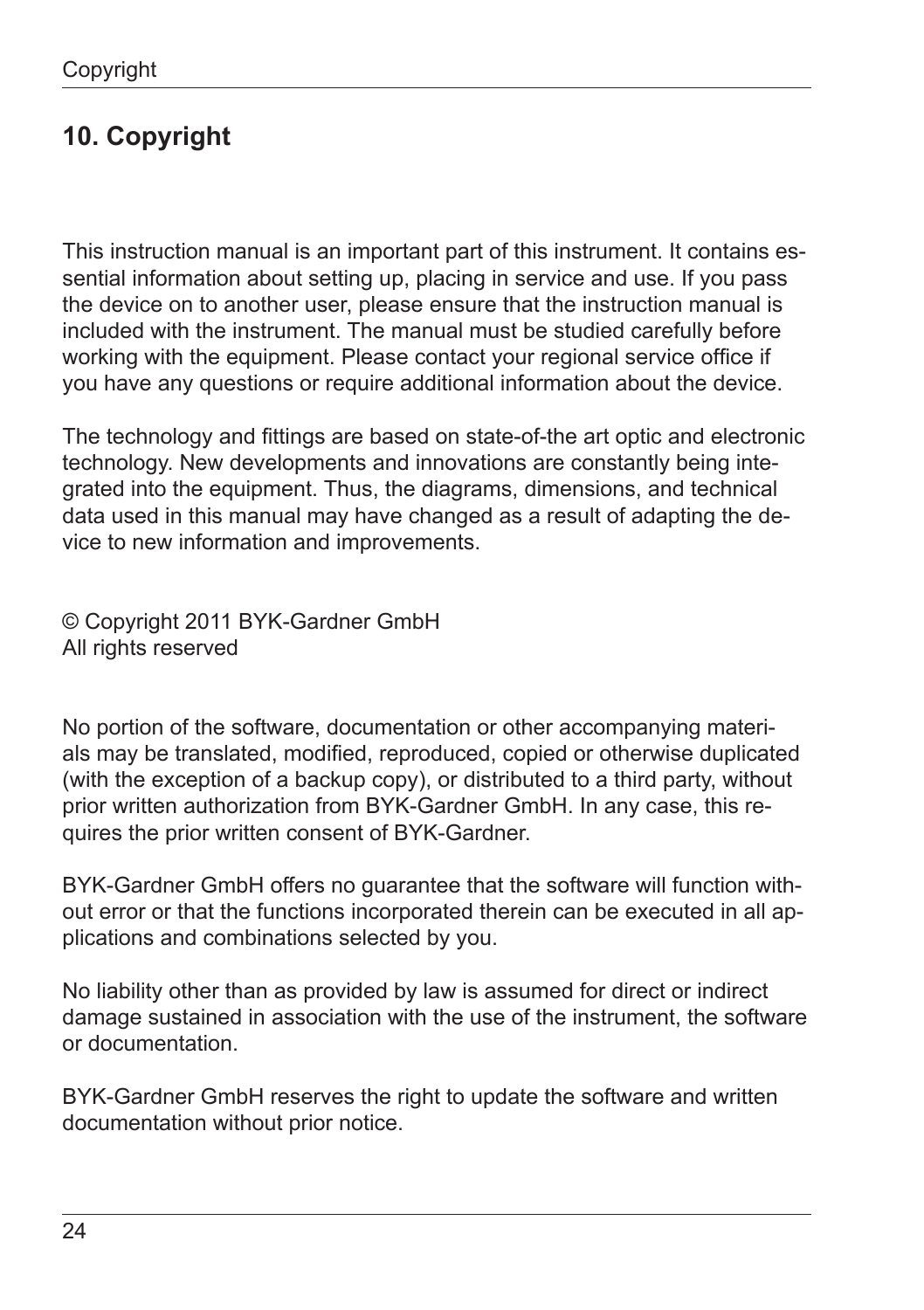# 10. Copyright

This instruction manual is an important part of this instrument. It contains essential information about setting up, placing in service and use. If you pass the device on to another user, please ensure that the instruction manual is included with the instrument. The manual must be studied carefully before working with the equipment. Please contact your regional service office if you have any questions or require additional information about the device.

The technology and fittings are based on state-of-the art optic and electronic technology. New developments and innovations are constantly being integrated into the equipment. Thus, the diagrams, dimensions, and technical data used in this manual may have changed as a result of adapting the device to new information and improvements.

© Copyright 2011 BYK-Gardner GmbH
All rights reserved

No portion of the software, documentation or other accompanying materials may be translated, modified, reproduced, copied or otherwise duplicated (with the exception of a backup copy), or distributed to a third party, without prior written authorization from BYK-Gardner GmbH. In any case, this requires the prior written consent of BYK-Gardner.

BYK-Gardner GmbH offers no guarantee that the software will function without error or that the functions incorporated therein can be executed in all applications and combinations selected by you.

No liability other than as provided by law is assumed for direct or indirect damage sustained in association with the use of the instrument, the software or documentation.

BYK-Gardner GmbH reserves the right to update the software and written documentation without prior notice.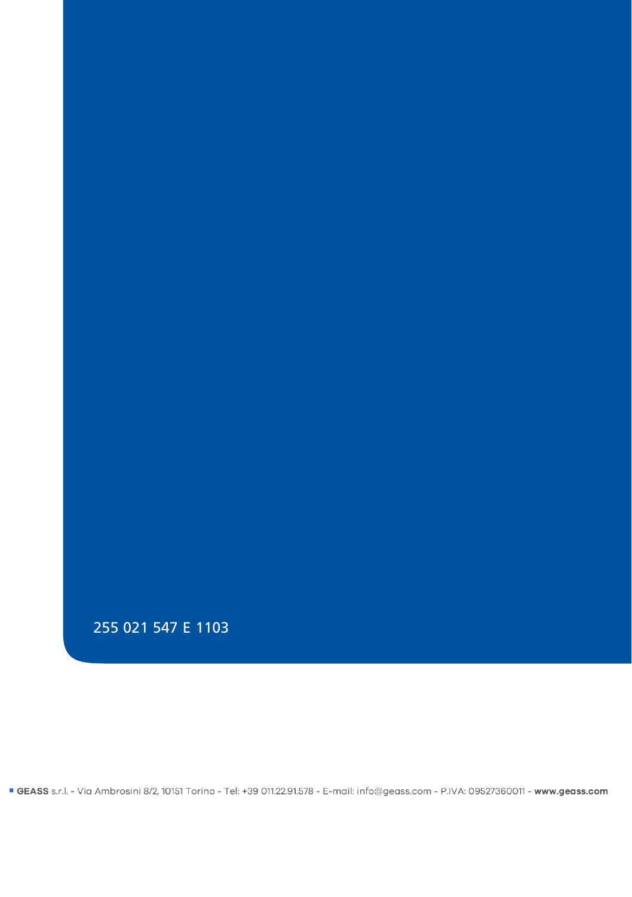255 021 547 E 1103

**GEASS** s.r.l. - Via Ambrosini 8/2, 10151 Torino - Tel: +39 011.22.91.578 - E-mail: info@geass.com - P.IVA: 09527360011 - **www.geass.com**